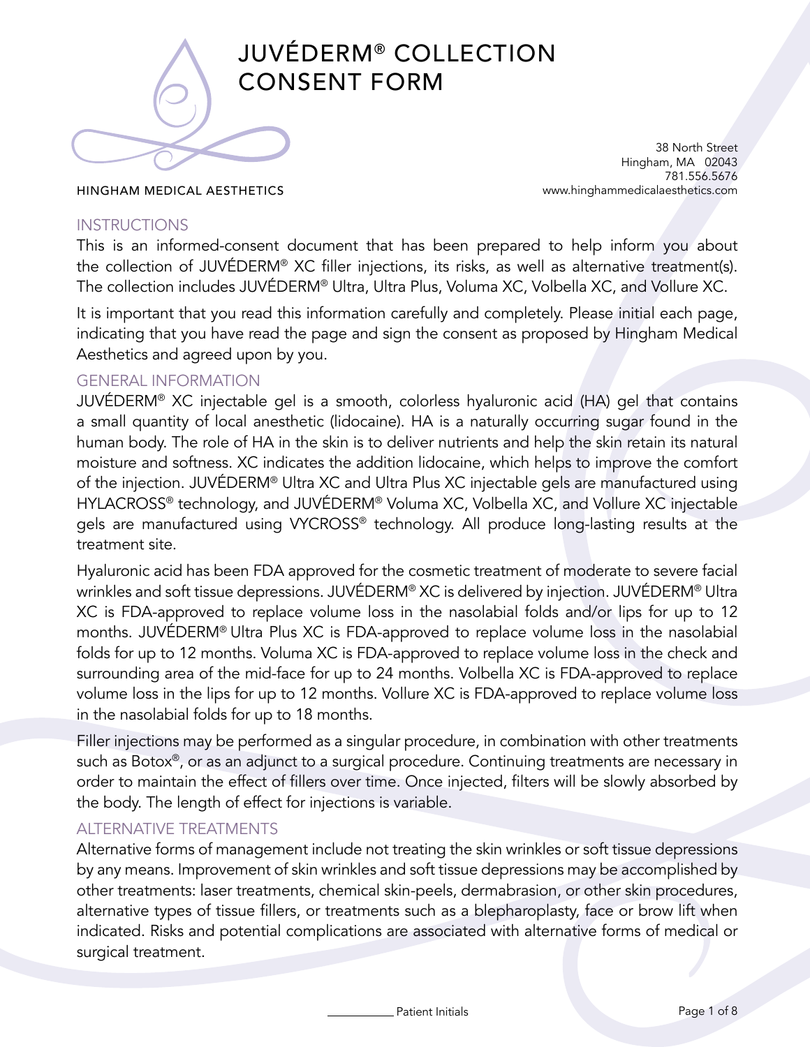# JUVÉDERM® COLLECTION CONSENT FORM

HINGHAM MEDICAL AESTHETICS

38 North Street
Hingham, MA 02043
781.556.5676
www.hinghammedicalaesthetics.com

## INSTRUCTIONS

This is an informed-consent document that has been prepared to help inform you about the collection of JUVÉDERM® XC filler injections, its risks, as well as alternative treatment(s). The collection includes JUVÉDERM® Ultra, Ultra Plus, Voluma XC, Volbella XC, and Vollure XC.

It is important that you read this information carefully and completely. Please initial each page, indicating that you have read the page and sign the consent as proposed by Hingham Medical Aesthetics and agreed upon by you.

## GENERAL INFORMATION

JUVÉDERM® XC injectable gel is a smooth, colorless hyaluronic acid (HA) gel that contains a small quantity of local anesthetic (lidocaine). HA is a naturally occurring sugar found in the human body. The role of HA in the skin is to deliver nutrients and help the skin retain its natural moisture and softness. XC indicates the addition lidocaine, which helps to improve the comfort of the injection. JUVÉDERM® Ultra XC and Ultra Plus XC injectable gels are manufactured using HYLACROSS® technology, and JUVÉDERM® Voluma XC, Volbella XC, and Vollure XC injectable gels are manufactured using VYCROSS® technology. All produce long-lasting results at the treatment site.

Hyaluronic acid has been FDA approved for the cosmetic treatment of moderate to severe facial wrinkles and soft tissue depressions. JUVÉDERM® XC is delivered by injection. JUVÉDERM® Ultra XC is FDA-approved to replace volume loss in the nasolabial folds and/or lips for up to 12 months. JUVÉDERM® Ultra Plus XC is FDA-approved to replace volume loss in the nasolabial folds for up to 12 months. Voluma XC is FDA-approved to replace volume loss in the check and surrounding area of the mid-face for up to 24 months. Volbella XC is FDA-approved to replace volume loss in the lips for up to 12 months. Vollure XC is FDA-approved to replace volume loss in the nasolabial folds for up to 18 months.

Filler injections may be performed as a singular procedure, in combination with other treatments such as Botox®, or as an adjunct to a surgical procedure. Continuing treatments are necessary in order to maintain the effect of fillers over time. Once injected, filters will be slowly absorbed by the body. The length of effect for injections is variable.

## ALTERNATIVE TREATMENTS

Alternative forms of management include not treating the skin wrinkles or soft tissue depressions by any means. Improvement of skin wrinkles and soft tissue depressions may be accomplished by other treatments: laser treatments, chemical skin-peels, dermabrasion, or other skin procedures, alternative types of tissue fillers, or treatments such as a blepharoplasty, face or brow lift when indicated. Risks and potential complications are associated with alternative forms of medical or surgical treatment.

__________ Patient Initials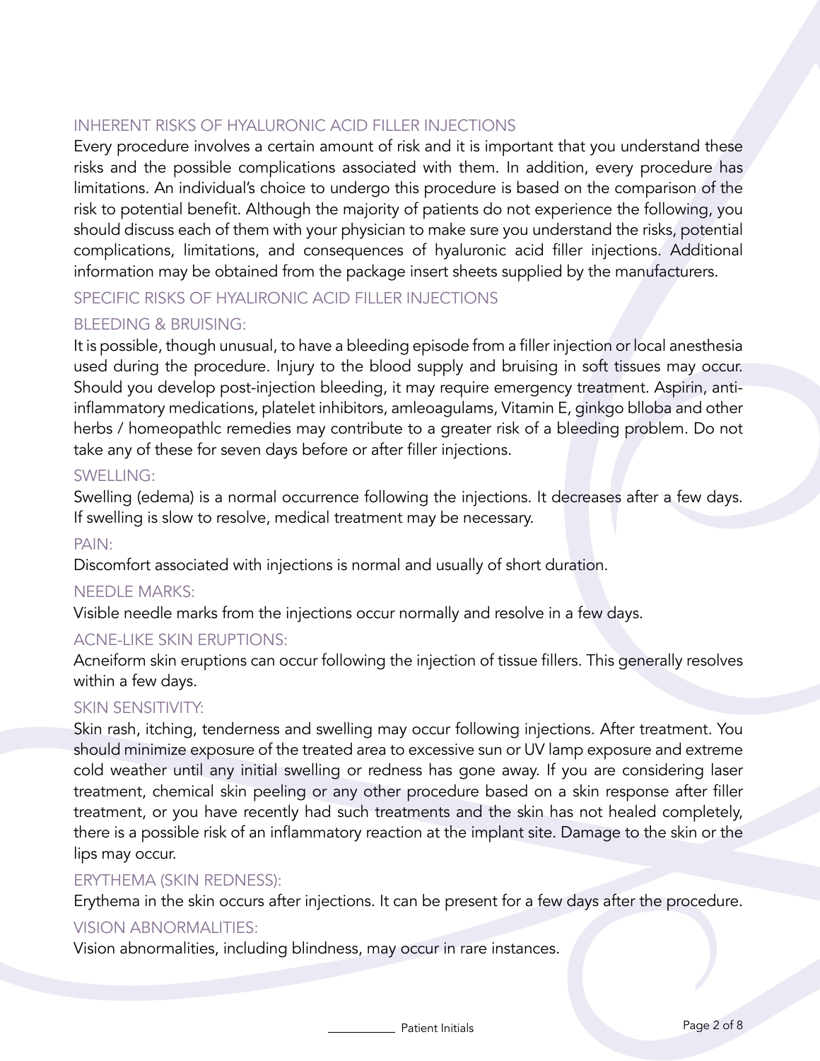## INHERENT RISKS OF HYALURONIC ACID FILLER INJECTIONS

Every procedure involves a certain amount of risk and it is important that you understand these risks and the possible complications associated with them. In addition, every procedure has limitations. An individual's choice to undergo this procedure is based on the comparison of the risk to potential benefit. Although the majority of patients do not experience the following, you should discuss each of them with your physician to make sure you understand the risks, potential complications, limitations, and consequences of hyaluronic acid filler injections. Additional information may be obtained from the package insert sheets supplied by the manufacturers.

## SPECIFIC RISKS OF HYALIRONIC ACID FILLER INJECTIONS

### BLEEDING & BRUISING:

It is possible, though unusual, to have a bleeding episode from a filler injection or local anesthesia used during the procedure. Injury to the blood supply and bruising in soft tissues may occur. Should you develop post-injection bleeding, it may require emergency treatment. Aspirin, anti-inflammatory medications, platelet inhibitors, amleoagulams, Vitamin E, ginkgo blloba and other herbs / homeopathlc remedies may contribute to a greater risk of a bleeding problem. Do not take any of these for seven days before or after filler injections.

### SWELLING:

Swelling (edema) is a normal occurrence following the injections. It decreases after a few days. If swelling is slow to resolve, medical treatment may be necessary.

### PAIN:

Discomfort associated with injections is normal and usually of short duration.

### NEEDLE MARKS:

Visible needle marks from the injections occur normally and resolve in a few days.

### ACNE-LIKE SKIN ERUPTIONS:

Acneiform skin eruptions can occur following the injection of tissue fillers. This generally resolves within a few days.

### SKIN SENSITIVITY:

Skin rash, itching, tenderness and swelling may occur following injections. After treatment. You should minimize exposure of the treated area to excessive sun or UV lamp exposure and extreme cold weather until any initial swelling or redness has gone away. If you are considering laser treatment, chemical skin peeling or any other procedure based on a skin response after filler treatment, or you have recently had such treatments and the skin has not healed completely, there is a possible risk of an inflammatory reaction at the implant site. Damage to the skin or the lips may occur.

### ERYTHEMA (SKIN REDNESS):

Erythema in the skin occurs after injections. It can be present for a few days after the procedure.

### VISION ABNORMALITIES:

Vision abnormalities, including blindness, may occur in rare instances.

__________ Patient Initials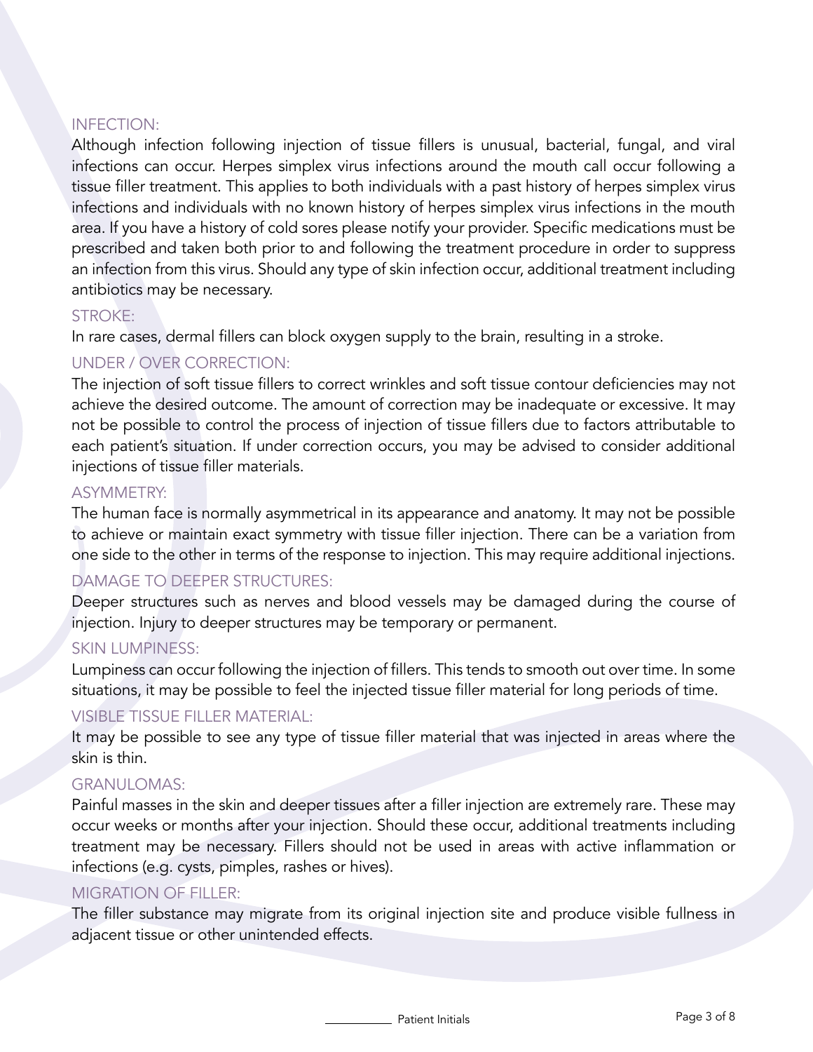### INFECTION:

Although infection following injection of tissue fillers is unusual, bacterial, fungal, and viral infections can occur. Herpes simplex virus infections around the mouth call occur following a tissue filler treatment. This applies to both individuals with a past history of herpes simplex virus infections and individuals with no known history of herpes simplex virus infections in the mouth area. If you have a history of cold sores please notify your provider. Specific medications must be prescribed and taken both prior to and following the treatment procedure in order to suppress an infection from this virus. Should any type of skin infection occur, additional treatment including antibiotics may be necessary.

### STROKE:

In rare cases, dermal fillers can block oxygen supply to the brain, resulting in a stroke.

### UNDER / OVER CORRECTION:

The injection of soft tissue fillers to correct wrinkles and soft tissue contour deficiencies may not achieve the desired outcome. The amount of correction may be inadequate or excessive. It may not be possible to control the process of injection of tissue fillers due to factors attributable to each patient's situation. If under correction occurs, you may be advised to consider additional injections of tissue filler materials.

### ASYMMETRY:

The human face is normally asymmetrical in its appearance and anatomy. It may not be possible to achieve or maintain exact symmetry with tissue filler injection. There can be a variation from one side to the other in terms of the response to injection. This may require additional injections.

### DAMAGE TO DEEPER STRUCTURES:

Deeper structures such as nerves and blood vessels may be damaged during the course of injection. Injury to deeper structures may be temporary or permanent.

### SKIN LUMPINESS:

Lumpiness can occur following the injection of fillers. This tends to smooth out over time. In some situations, it may be possible to feel the injected tissue filler material for long periods of time.

### VISIBLE TISSUE FILLER MATERIAL:

It may be possible to see any type of tissue filler material that was injected in areas where the skin is thin.

### GRANULOMAS:

Painful masses in the skin and deeper tissues after a filler injection are extremely rare. These may occur weeks or months after your injection. Should these occur, additional treatments including treatment may be necessary. Fillers should not be used in areas with active inflammation or infections (e.g. cysts, pimples, rashes or hives).

### MIGRATION OF FILLER:

The filler substance may migrate from its original injection site and produce visible fullness in adjacent tissue or other unintended effects.

__________ Patient Initials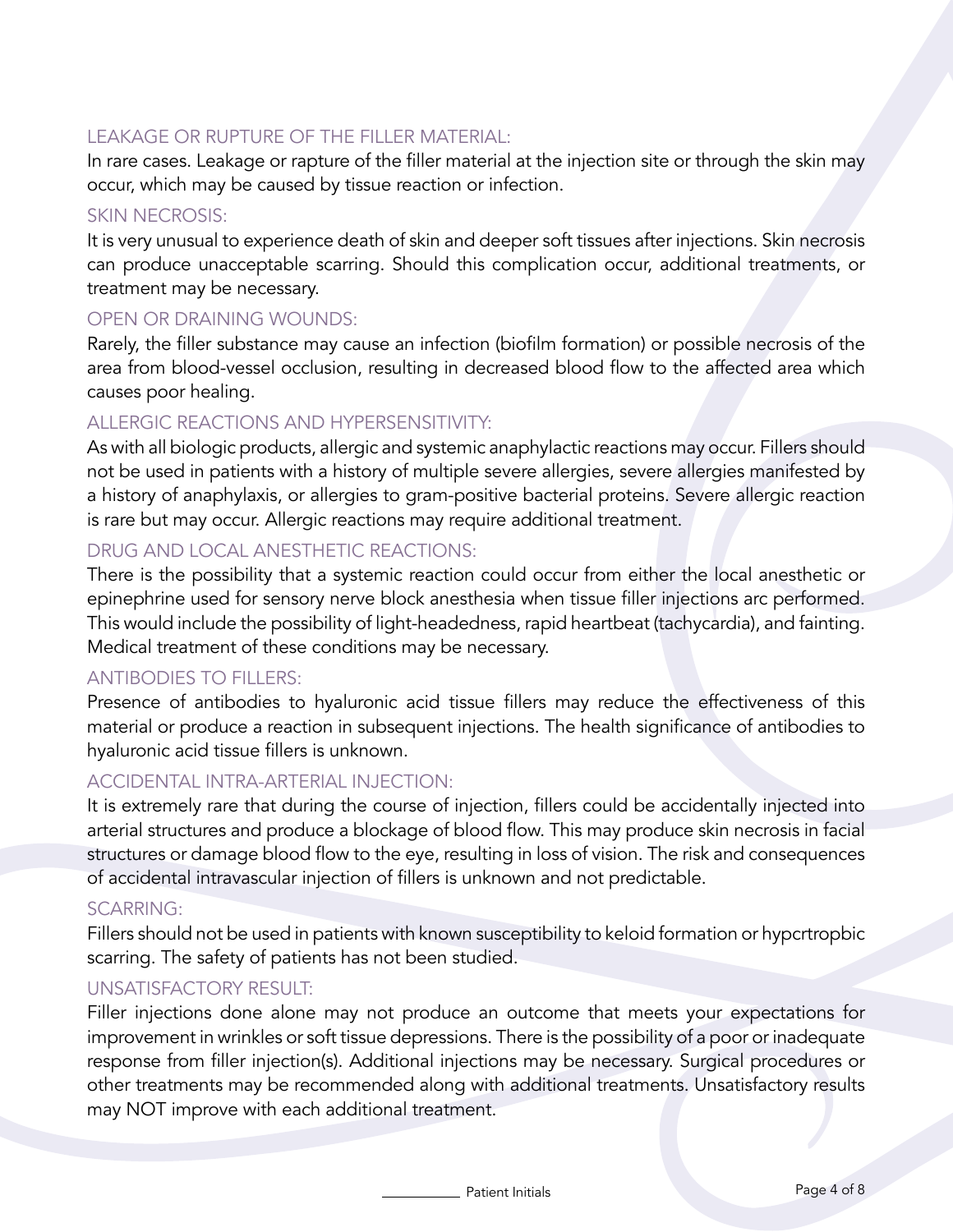## LEAKAGE OR RUPTURE OF THE FILLER MATERIAL:

In rare cases. Leakage or rapture of the filler material at the injection site or through the skin may occur, which may be caused by tissue reaction or infection.

## SKIN NECROSIS:

It is very unusual to experience death of skin and deeper soft tissues after injections. Skin necrosis can produce unacceptable scarring. Should this complication occur, additional treatments, or treatment may be necessary.

## OPEN OR DRAINING WOUNDS:

Rarely, the filler substance may cause an infection (biofilm formation) or possible necrosis of the area from blood-vessel occlusion, resulting in decreased blood flow to the affected area which causes poor healing.

## ALLERGIC REACTIONS AND HYPERSENSITIVITY:

As with all biologic products, allergic and systemic anaphylactic reactions may occur. Fillers should not be used in patients with a history of multiple severe allergies, severe allergies manifested by a history of anaphylaxis, or allergies to gram-positive bacterial proteins. Severe allergic reaction is rare but may occur. Allergic reactions may require additional treatment.

## DRUG AND LOCAL ANESTHETIC REACTIONS:

There is the possibility that a systemic reaction could occur from either the local anesthetic or epinephrine used for sensory nerve block anesthesia when tissue filler injections arc performed. This would include the possibility of light-headedness, rapid heartbeat (tachycardia), and fainting. Medical treatment of these conditions may be necessary.

## ANTIBODIES TO FILLERS:

Presence of antibodies to hyaluronic acid tissue fillers may reduce the effectiveness of this material or produce a reaction in subsequent injections. The health significance of antibodies to hyaluronic acid tissue fillers is unknown.

## ACCIDENTAL INTRA-ARTERIAL INJECTION:

It is extremely rare that during the course of injection, fillers could be accidentally injected into arterial structures and produce a blockage of blood flow. This may produce skin necrosis in facial structures or damage blood flow to the eye, resulting in loss of vision. The risk and consequences of accidental intravascular injection of fillers is unknown and not predictable.

## SCARRING:

Fillers should not be used in patients with known susceptibility to keloid formation or hypcrtropbic scarring. The safety of patients has not been studied.

## UNSATISFACTORY RESULT:

Filler injections done alone may not produce an outcome that meets your expectations for improvement in wrinkles or soft tissue depressions. There is the possibility of a poor or inadequate response from filler injection(s). Additional injections may be necessary. Surgical procedures or other treatments may be recommended along with additional treatments. Unsatisfactory results may NOT improve with each additional treatment.

__________ Patient Initials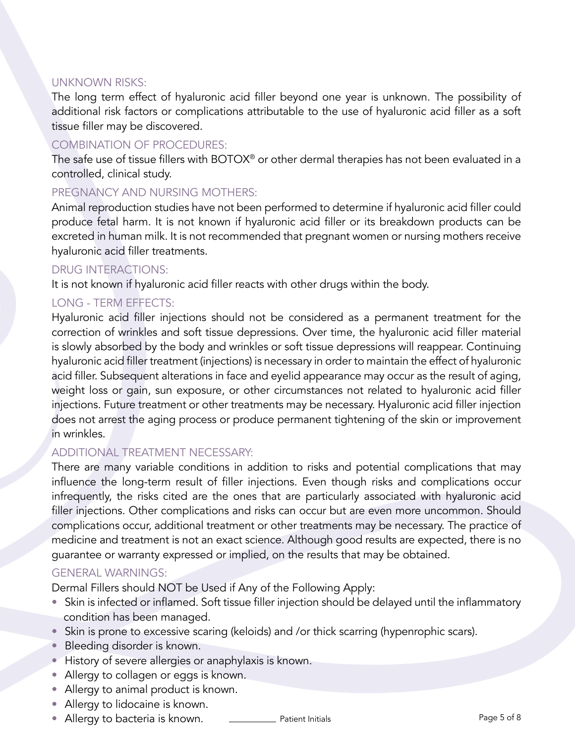## UNKNOWN RISKS:

The long term effect of hyaluronic acid filler beyond one year is unknown. The possibility of additional risk factors or complications attributable to the use of hyaluronic acid filler as a soft tissue filler may be discovered.

## COMBINATION OF PROCEDURES:

The safe use of tissue fillers with BOTOX® or other dermal therapies has not been evaluated in a controlled, clinical study.

## PREGNANCY AND NURSING MOTHERS:

Animal reproduction studies have not been performed to determine if hyaluronic acid filler could produce fetal harm. It is not known if hyaluronic acid filler or its breakdown products can be excreted in human milk. It is not recommended that pregnant women or nursing mothers receive hyaluronic acid filler treatments.

## DRUG INTERACTIONS:

It is not known if hyaluronic acid filler reacts with other drugs within the body.

## LONG - TERM EFFECTS:

Hyaluronic acid filler injections should not be considered as a permanent treatment for the correction of wrinkles and soft tissue depressions. Over time, the hyaluronic acid filler material is slowly absorbed by the body and wrinkles or soft tissue depressions will reappear. Continuing hyaluronic acid filler treatment (injections) is necessary in order to maintain the effect of hyaluronic acid filler. Subsequent alterations in face and eyelid appearance may occur as the result of aging, weight loss or gain, sun exposure, or other circumstances not related to hyaluronic acid filler injections. Future treatment or other treatments may be necessary. Hyaluronic acid filler injection does not arrest the aging process or produce permanent tightening of the skin or improvement in wrinkles.

## ADDITIONAL TREATMENT NECESSARY:

There are many variable conditions in addition to risks and potential complications that may influence the long-term result of filler injections. Even though risks and complications occur infrequently, the risks cited are the ones that are particularly associated with hyaluronic acid filler injections. Other complications and risks can occur but are even more uncommon. Should complications occur, additional treatment or other treatments may be necessary. The practice of medicine and treatment is not an exact science. Although good results are expected, there is no guarantee or warranty expressed or implied, on the results that may be obtained.

## GENERAL WARNINGS:

Dermal Fillers should NOT be Used if Any of the Following Apply:

- Skin is infected or inflamed. Soft tissue filler injection should be delayed until the inflammatory condition has been managed.
- Skin is prone to excessive scaring (keloids) and /or thick scarring (hypenrophic scars).
- Bleeding disorder is known.
- History of severe allergies or anaphylaxis is known.
- Allergy to collagen or eggs is known.
- Allergy to animal product is known.
- Allergy to lidocaine is known.
- Allergy to bacteria is known.

_________ Patient Initials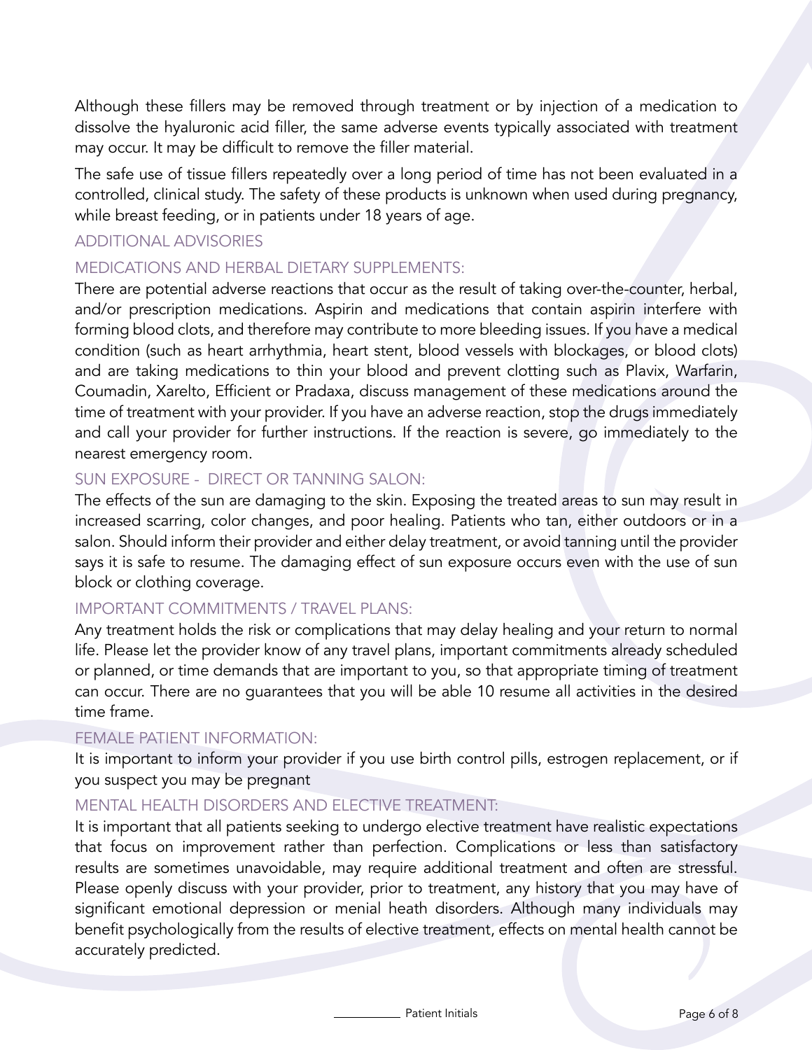Although these fillers may be removed through treatment or by injection of a medication to dissolve the hyaluronic acid filler, the same adverse events typically associated with treatment may occur. It may be difficult to remove the filler material.

The safe use of tissue fillers repeatedly over a long period of time has not been evaluated in a controlled, clinical study. The safety of these products is unknown when used during pregnancy, while breast feeding, or in patients under 18 years of age.

## ADDITIONAL ADVISORIES

### MEDICATIONS AND HERBAL DIETARY SUPPLEMENTS:

There are potential adverse reactions that occur as the result of taking over-the-counter, herbal, and/or prescription medications. Aspirin and medications that contain aspirin interfere with forming blood clots, and therefore may contribute to more bleeding issues. If you have a medical condition (such as heart arrhythmia, heart stent, blood vessels with blockages, or blood clots) and are taking medications to thin your blood and prevent clotting such as Plavix, Warfarin, Coumadin, Xarelto, Efficient or Pradaxa, discuss management of these medications around the time of treatment with your provider. If you have an adverse reaction, stop the drugs immediately and call your provider for further instructions. If the reaction is severe, go immediately to the nearest emergency room.

### SUN EXPOSURE - DIRECT OR TANNING SALON:

The effects of the sun are damaging to the skin. Exposing the treated areas to sun may result in increased scarring, color changes, and poor healing. Patients who tan, either outdoors or in a salon. Should inform their provider and either delay treatment, or avoid tanning until the provider says it is safe to resume. The damaging effect of sun exposure occurs even with the use of sun block or clothing coverage.

### IMPORTANT COMMITMENTS / TRAVEL PLANS:

Any treatment holds the risk or complications that may delay healing and your return to normal life. Please let the provider know of any travel plans, important commitments already scheduled or planned, or time demands that are important to you, so that appropriate timing of treatment can occur. There are no guarantees that you will be able 10 resume all activities in the desired time frame.

### FEMALE PATIENT INFORMATION:

It is important to inform your provider if you use birth control pills, estrogen replacement, or if you suspect you may be pregnant

### MENTAL HEALTH DISORDERS AND ELECTIVE TREATMENT:

It is important that all patients seeking to undergo elective treatment have realistic expectations that focus on improvement rather than perfection. Complications or less than satisfactory results are sometimes unavoidable, may require additional treatment and often are stressful. Please openly discuss with your provider, prior to treatment, any history that you may have of significant emotional depression or menial heath disorders. Although many individuals may benefit psychologically from the results of elective treatment, effects on mental health cannot be accurately predicted.

__________ Patient Initials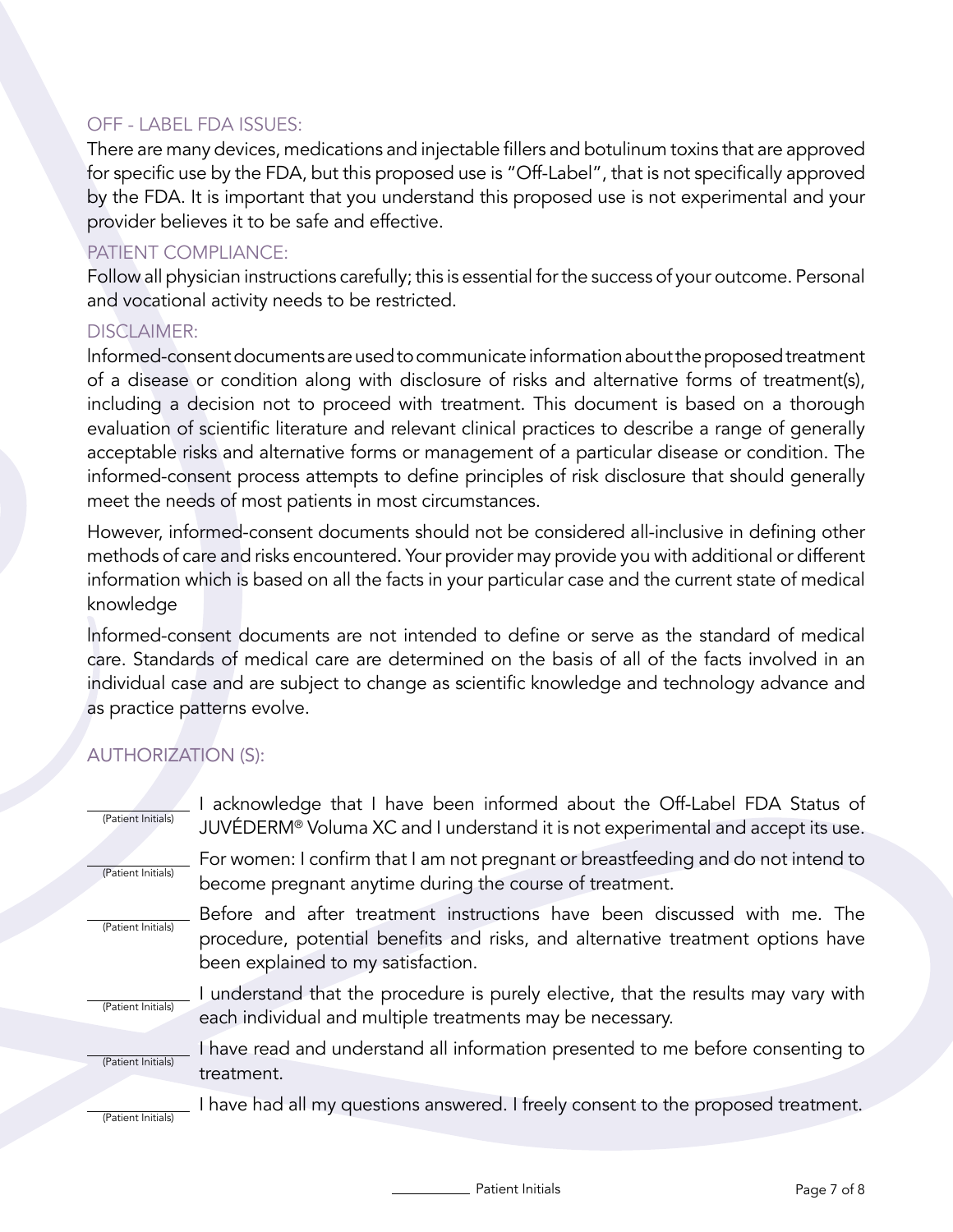## OFF - LABEL FDA ISSUES:

There are many devices, medications and injectable fillers and botulinum toxins that are approved for specific use by the FDA, but this proposed use is "Off-Label", that is not specifically approved by the FDA. It is important that you understand this proposed use is not experimental and your provider believes it to be safe and effective.

## PATIENT COMPLIANCE:

Follow all physician instructions carefully; this is essential for the success of your outcome. Personal and vocational activity needs to be restricted.

## DISCLAIMER:

Informed-consent documents are used to communicate information about the proposed treatment of a disease or condition along with disclosure of risks and alternative forms of treatment(s), including a decision not to proceed with treatment. This document is based on a thorough evaluation of scientific literature and relevant clinical practices to describe a range of generally acceptable risks and alternative forms or management of a particular disease or condition. The informed-consent process attempts to define principles of risk disclosure that should generally meet the needs of most patients in most circumstances.

However, informed-consent documents should not be considered all-inclusive in defining other methods of care and risks encountered. Your provider may provide you with additional or different information which is based on all the facts in your particular case and the current state of medical knowledge

Informed-consent documents are not intended to define or serve as the standard of medical care. Standards of medical care are determined on the basis of all of the facts involved in an individual case and are subject to change as scientific knowledge and technology advance and as practice patterns evolve.

## AUTHORIZATION (S):

_______ (Patient Initials) I acknowledge that I have been informed about the Off-Label FDA Status of JUVÉDERM® Voluma XC and I understand it is not experimental and accept its use.

_______ (Patient Initials) For women: I confirm that I am not pregnant or breastfeeding and do not intend to become pregnant anytime during the course of treatment.

_______ (Patient Initials) Before and after treatment instructions have been discussed with me. The procedure, potential benefits and risks, and alternative treatment options have been explained to my satisfaction.

_______ (Patient Initials) I understand that the procedure is purely elective, that the results may vary with each individual and multiple treatments may be necessary.

_______ (Patient Initials) I have read and understand all information presented to me before consenting to treatment.

_______ (Patient Initials) I have had all my questions answered. I freely consent to the proposed treatment.

_______ Patient Initials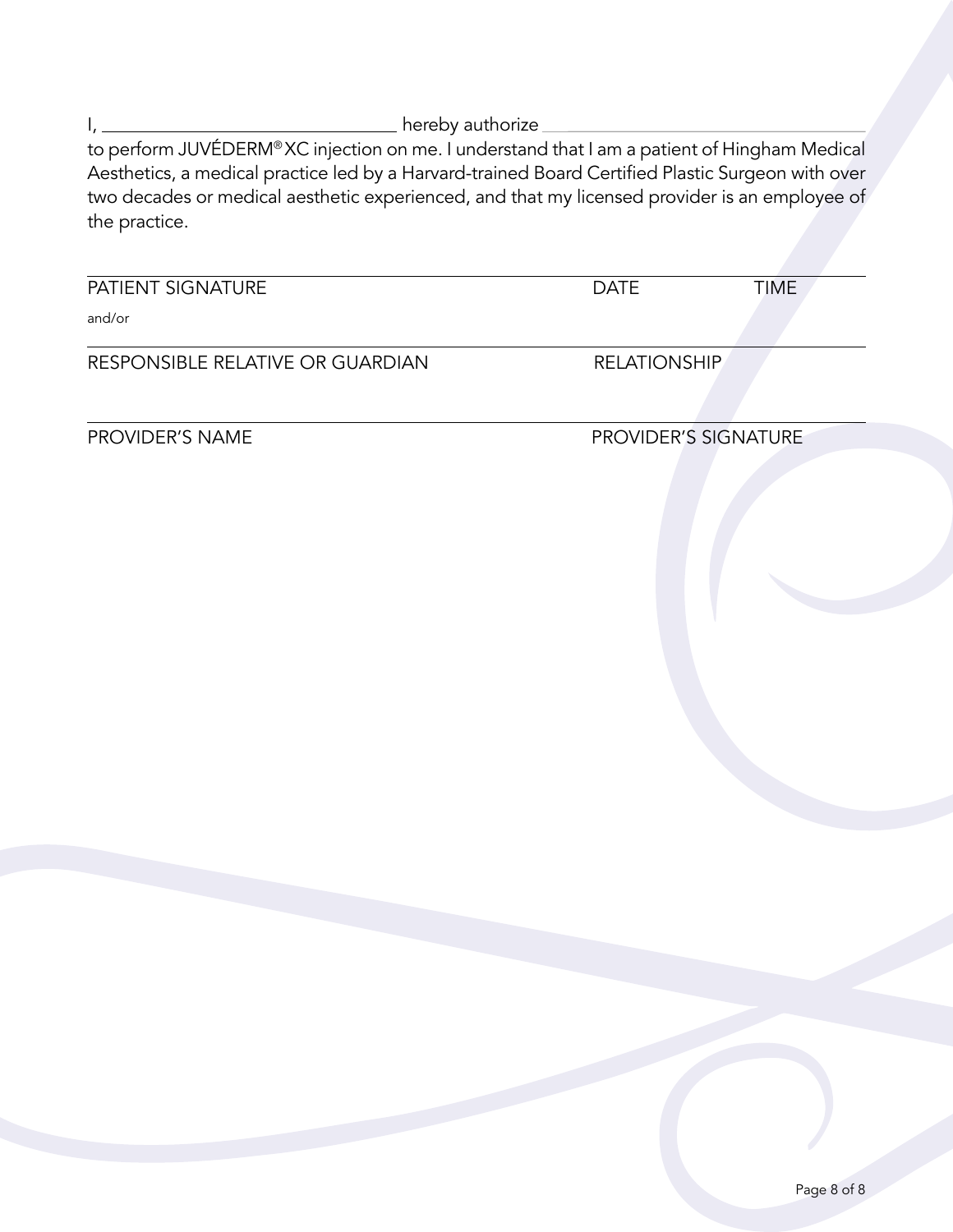I, ______________________________ hereby authorize ______________________________
to perform JUVÉDERM® XC injection on me. I understand that I am a patient of Hingham Medical Aesthetics, a medical practice led by a Harvard-trained Board Certified Plastic Surgeon with over two decades or medical aesthetic experienced, and that my licensed provider is an employee of the practice.

______________________________________________________________________
PATIENT SIGNATURE | DATE | TIME

and/or

______________________________________________________________________
RESPONSIBLE RELATIVE OR GUARDIAN | RELATIONSHIP

______________________________________________________________________
PROVIDER'S NAME | PROVIDER'S SIGNATURE